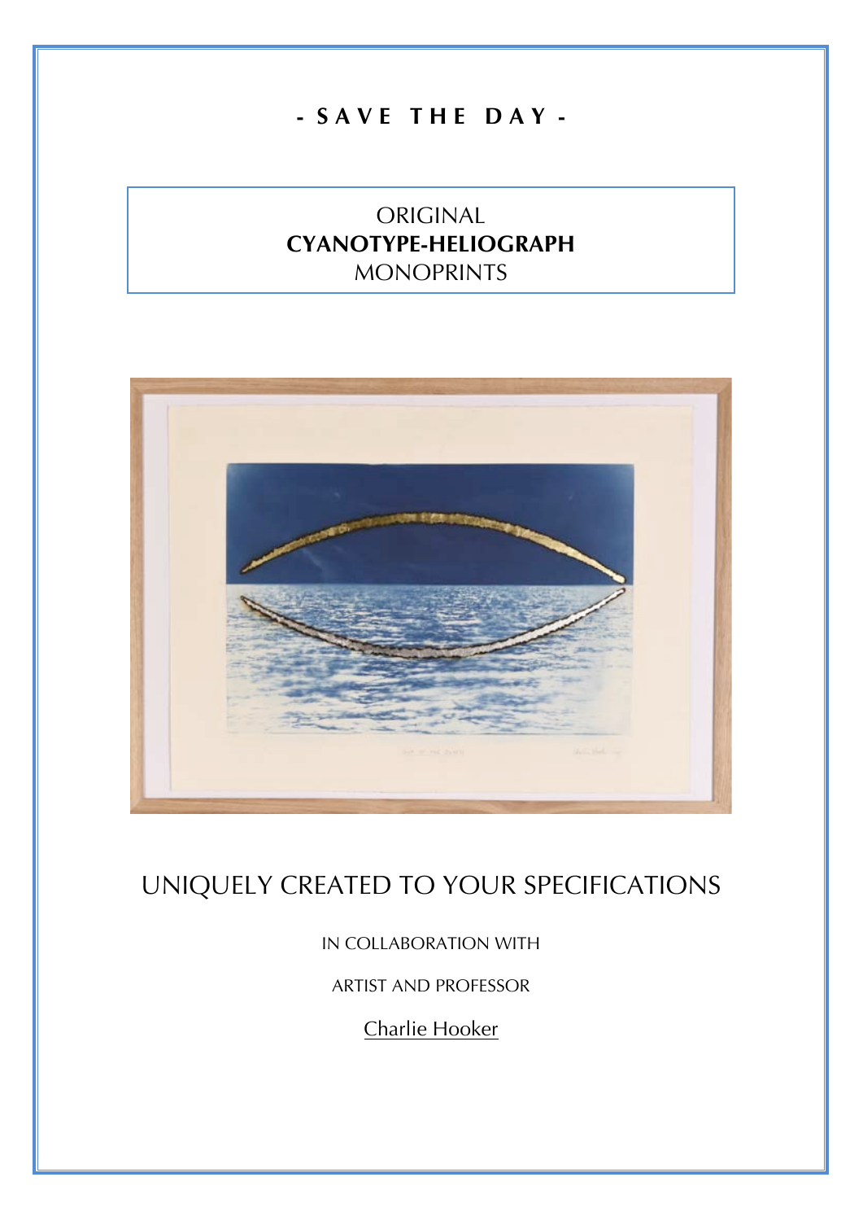**- SAVE THE DAY -**

ORIGINAL
**CYANOTYPE-HELIOGRAPH**
MONOPRINTS

# UNIQUELY CREATED TO YOUR SPECIFICATIONS

IN COLLABORATION WITH

ARTIST AND PROFESSOR

Charlie Hooker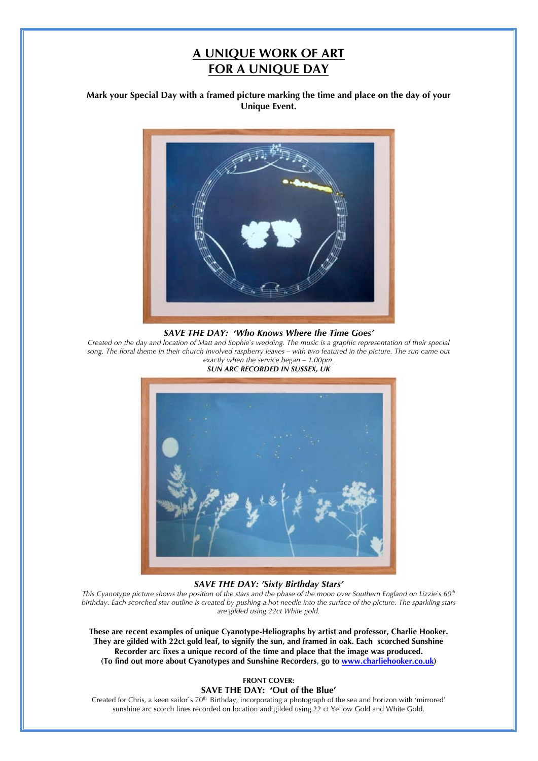# A UNIQUE WORK OF ART FOR A UNIQUE DAY

**Mark your Special Day with a framed picture marking the time and place on the day of your Unique Event.**

***SAVE THE DAY: 'Who Knows Where the Time Goes'***

*Created on the day and location of Matt and Sophie`s wedding. The music is a graphic representation of their special song. The floral theme in their church involved raspberry leaves – with two featured in the picture. The sun came out exactly when the service began – 1.00pm.*

***SUN ARC RECORDED IN SUSSEX, UK***

***SAVE THE DAY: 'Sixty Birthday Stars'***

*This Cyanotype picture shows the position of the stars and the phase of the moon over Southern England on Lizzie`s 60th birthday. Each scorched star outline is created by pushing a hot needle into the surface of the picture. The sparkling stars are gilded using 22ct White gold.*

**These are recent examples of unique Cyanotype-Heliographs by artist and professor, Charlie Hooker. They are gilded with 22ct gold leaf, to signify the sun, and framed in oak. Each scorched Sunshine Recorder arc fixes a unique record of the time and place that the image was produced. (To find out more about Cyanotypes and Sunshine Recorders, go to [www.charliehooker.co.uk](http://www.charliehooker.co.uk))**

**FRONT COVER:**

**SAVE THE DAY: 'Out of the Blue'**

Created for Chris, a keen sailor`s 70th Birthday, incorporating a photograph of the sea and horizon with 'mirrored' sunshine arc scorch lines recorded on location and gilded using 22 ct Yellow Gold and White Gold.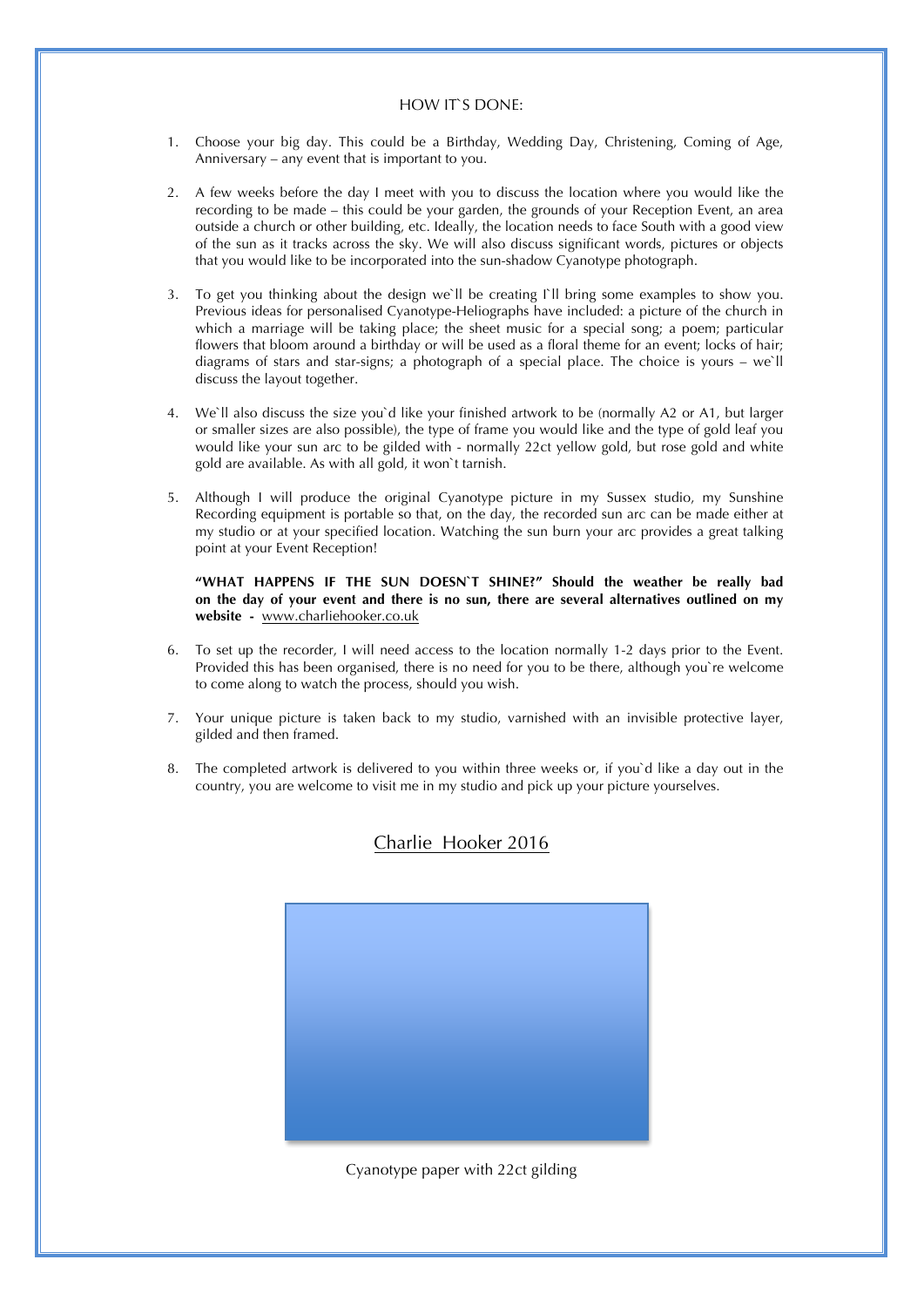HOW IT`S DONE:

1. Choose your big day. This could be a Birthday, Wedding Day, Christening, Coming of Age, Anniversary – any event that is important to you.

2. A few weeks before the day I meet with you to discuss the location where you would like the recording to be made – this could be your garden, the grounds of your Reception Event, an area outside a church or other building, etc. Ideally, the location needs to face South with a good view of the sun as it tracks across the sky. We will also discuss significant words, pictures or objects that you would like to be incorporated into the sun-shadow Cyanotype photograph.

3. To get you thinking about the design we`ll be creating I`ll bring some examples to show you. Previous ideas for personalised Cyanotype-Heliographs have included: a picture of the church in which a marriage will be taking place; the sheet music for a special song; a poem; particular flowers that bloom around a birthday or will be used as a floral theme for an event; locks of hair; diagrams of stars and star-signs; a photograph of a special place. The choice is yours – we`ll discuss the layout together.

4. We`ll also discuss the size you`d like your finished artwork to be (normally A2 or A1, but larger or smaller sizes are also possible), the type of frame you would like and the type of gold leaf you would like your sun arc to be gilded with - normally 22ct yellow gold, but rose gold and white gold are available. As with all gold, it won`t tarnish.

5. Although I will produce the original Cyanotype picture in my Sussex studio, my Sunshine Recording equipment is portable so that, on the day, the recorded sun arc can be made either at my studio or at your specified location. Watching the sun burn your arc provides a great talking point at your Event Reception!

   **"WHAT HAPPENS IF THE SUN DOESN`T SHINE?" Should the weather be really bad on the day of your event and there is no sun, there are several alternatives outlined on my website -** www.charliehooker.co.uk

6. To set up the recorder, I will need access to the location normally 1-2 days prior to the Event. Provided this has been organised, there is no need for you to be there, although you`re welcome to come along to watch the process, should you wish.

7. Your unique picture is taken back to my studio, varnished with an invisible protective layer, gilded and then framed.

8. The completed artwork is delivered to you within three weeks or, if you`d like a day out in the country, you are welcome to visit me in my studio and pick up your picture yourselves.

Charlie Hooker 2016

Cyanotype paper with 22ct gilding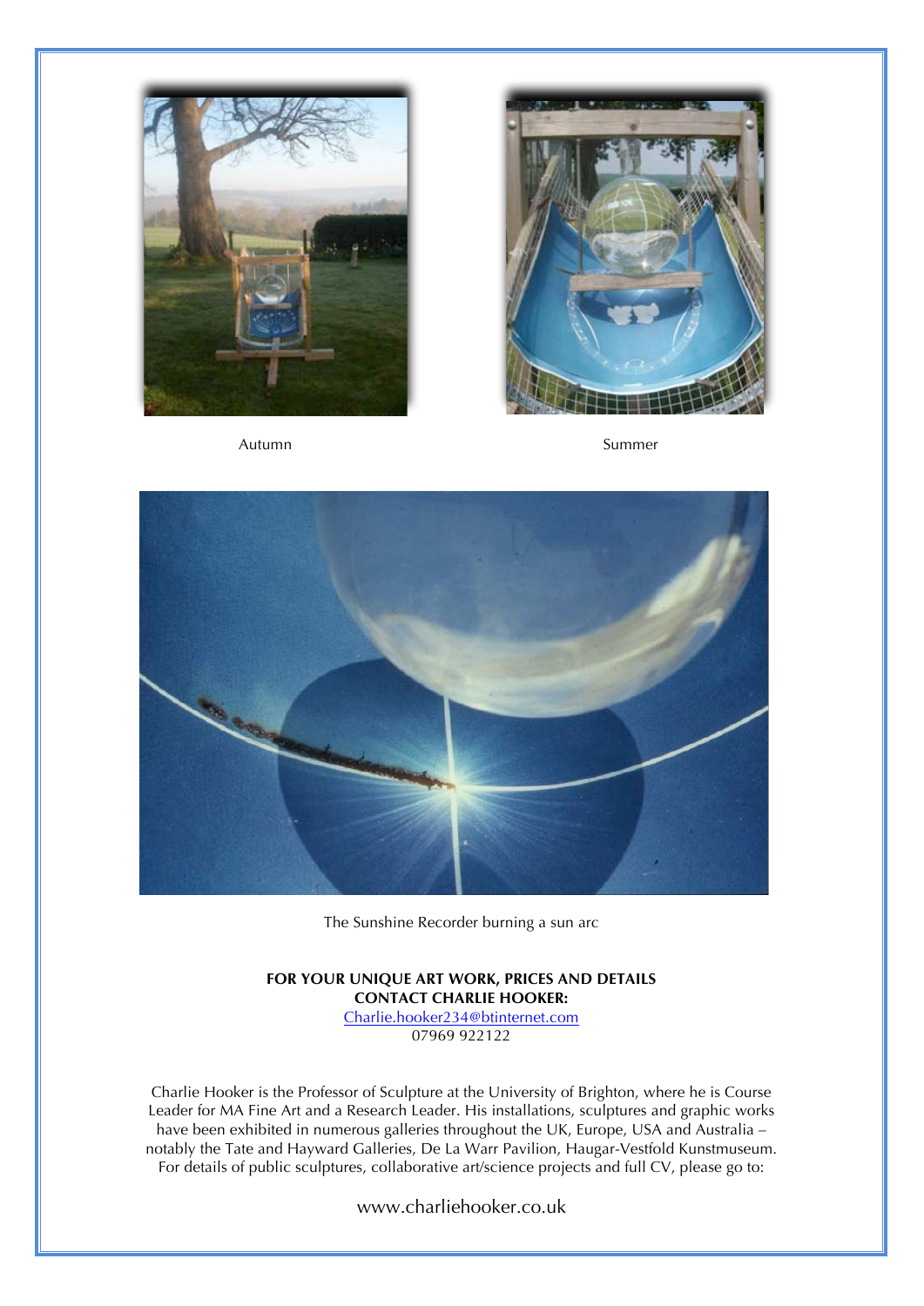Autumn

Summer

The Sunshine Recorder burning a sun arc

**FOR YOUR UNIQUE ART WORK, PRICES AND DETAILS**
**CONTACT CHARLIE HOOKER:**
Charlie.hooker234@btinternet.com
07969 922122

Charlie Hooker is the Professor of Sculpture at the University of Brighton, where he is Course Leader for MA Fine Art and a Research Leader. His installations, sculptures and graphic works have been exhibited in numerous galleries throughout the UK, Europe, USA and Australia – notably the Tate and Hayward Galleries, De La Warr Pavilion, Haugar-Vestfold Kunstmuseum. For details of public sculptures, collaborative art/science projects and full CV, please go to:

www.charliehooker.co.uk